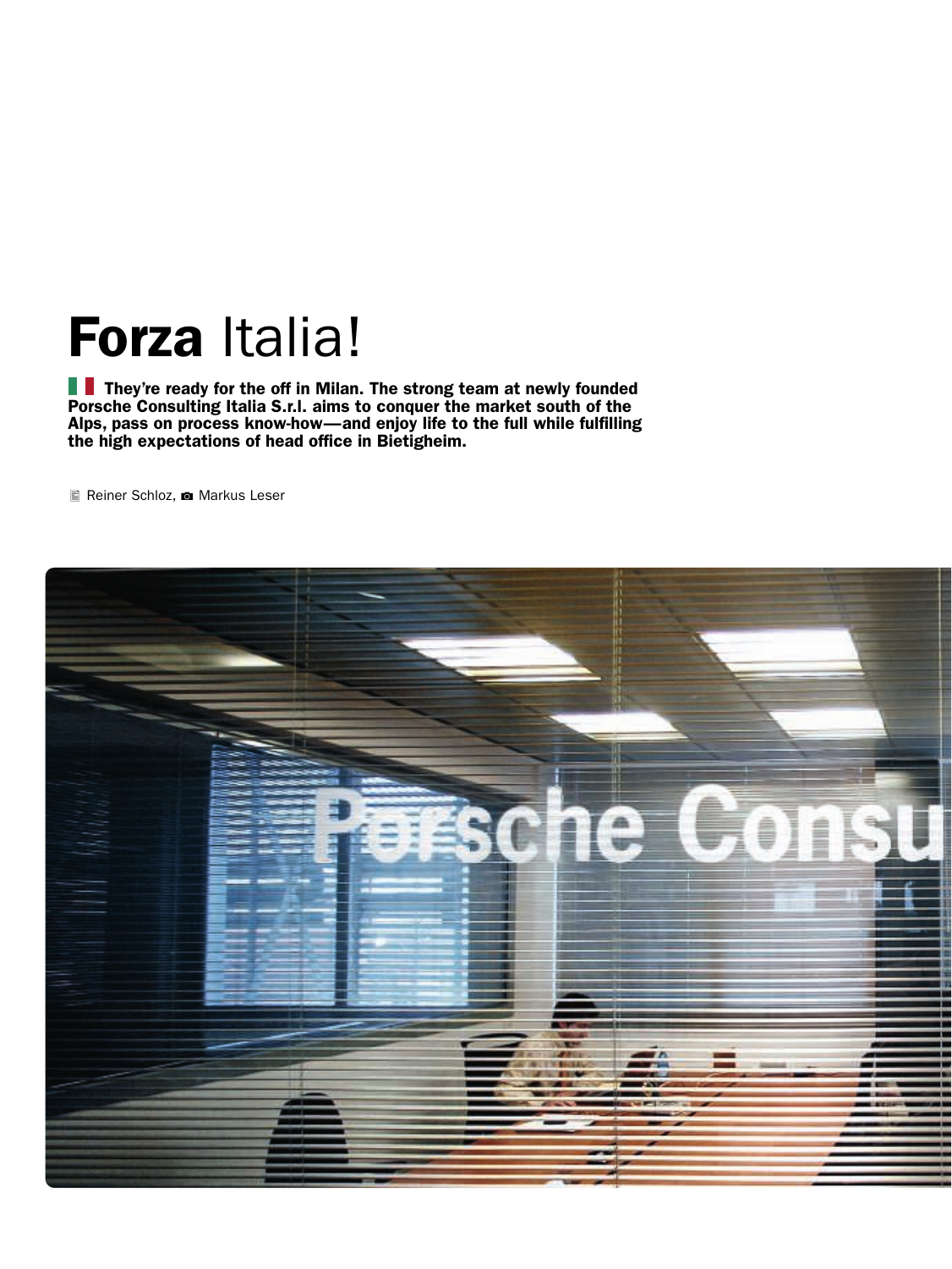# **Forza** Italia!

**They're ready for the off in Milan. The strong team at newly founded Porsche Consulting Italia S.r.l. aims to conquer the market south of the Alps, pass on process know-how—and enjoy life to the full while fulfilling the high expectations of head office in Bietigheim.**

Reiner Schloz, Markus Leser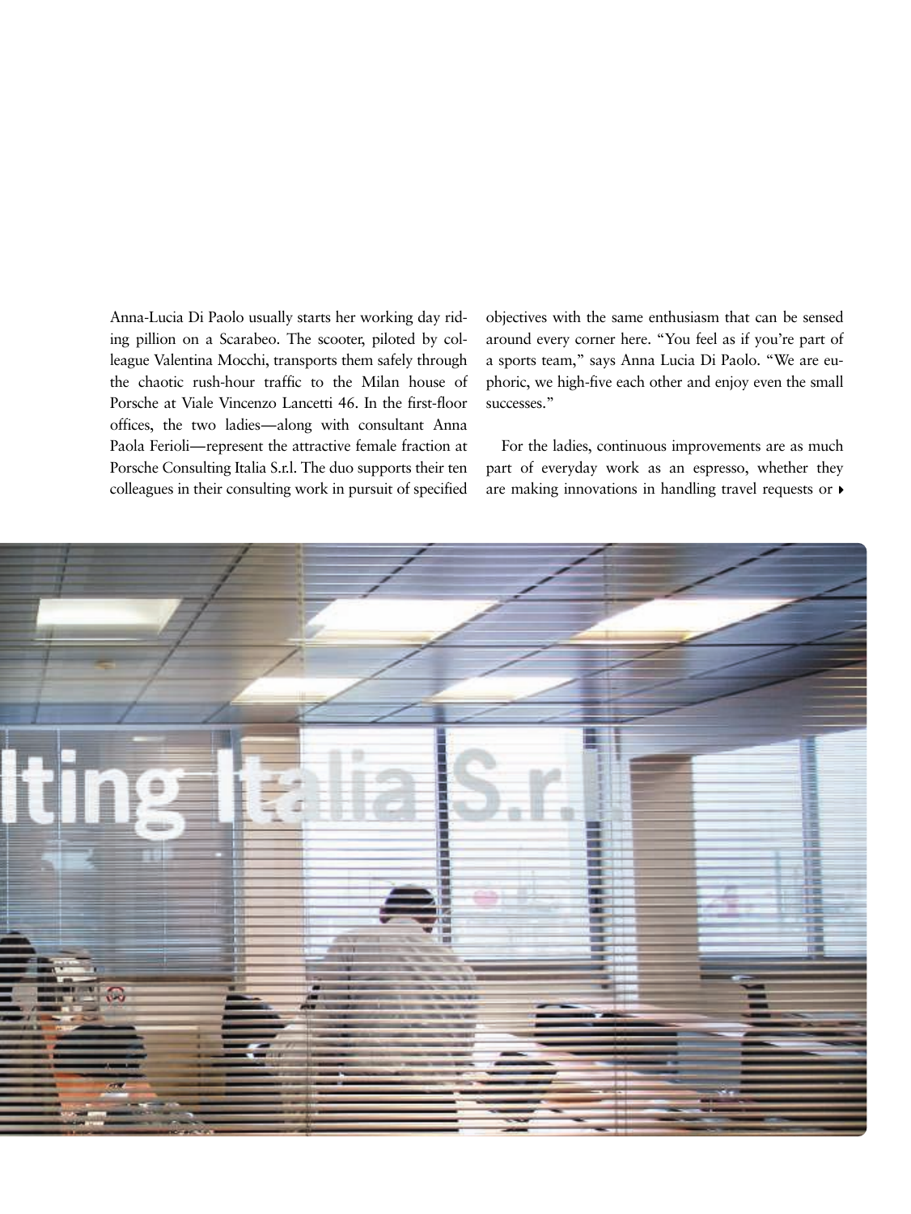Anna-Lucia Di Paolo usually starts her working day riding pillion on a Scarabeo. The scooter, piloted by colleague Valentina Mocchi, transports them safely through the chaotic rush-hour traffic to the Milan house of Porsche at Viale Vincenzo Lancetti 46. In the first-floor offices, the two ladies—along with consultant Anna Paola Ferioli—represent the attractive female fraction at Porsche Consulting Italia S.r.l. The duo supports their ten colleagues in their consulting work in pursuit of specified objectives with the same enthusiasm that can be sensed around every corner here. "You feel as if you're part of a sports team," says Anna Lucia Di Paolo. "We are euphoric, we high-five each other and enjoy even the small successes."

For the ladies, continuous improvements are as much part of everyday work as an espresso, whether they are making innovations in handling travel requests or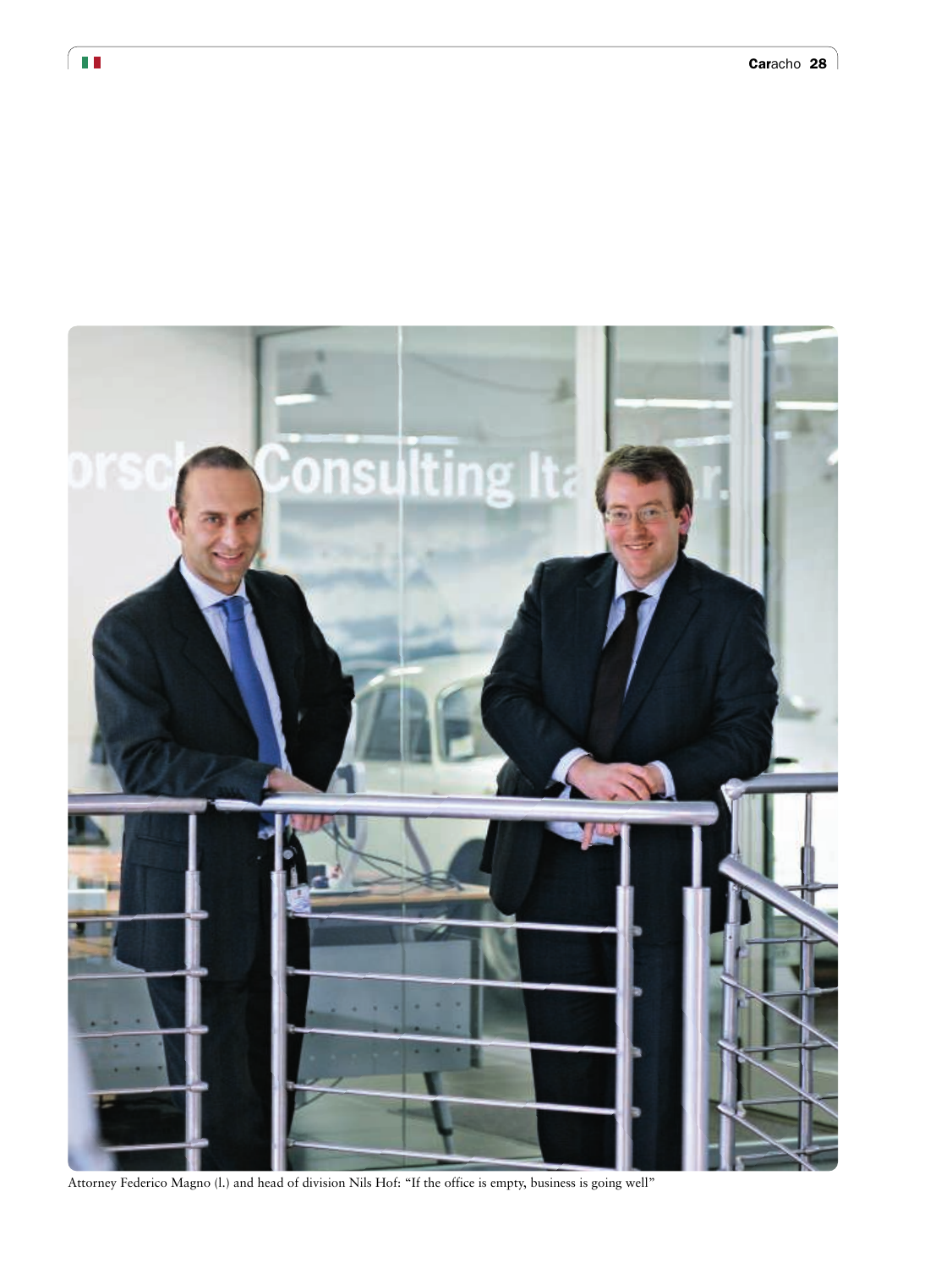Attorney Federico Magno (l.) and head of division Nils Hof: "If the office is empty, business is going well"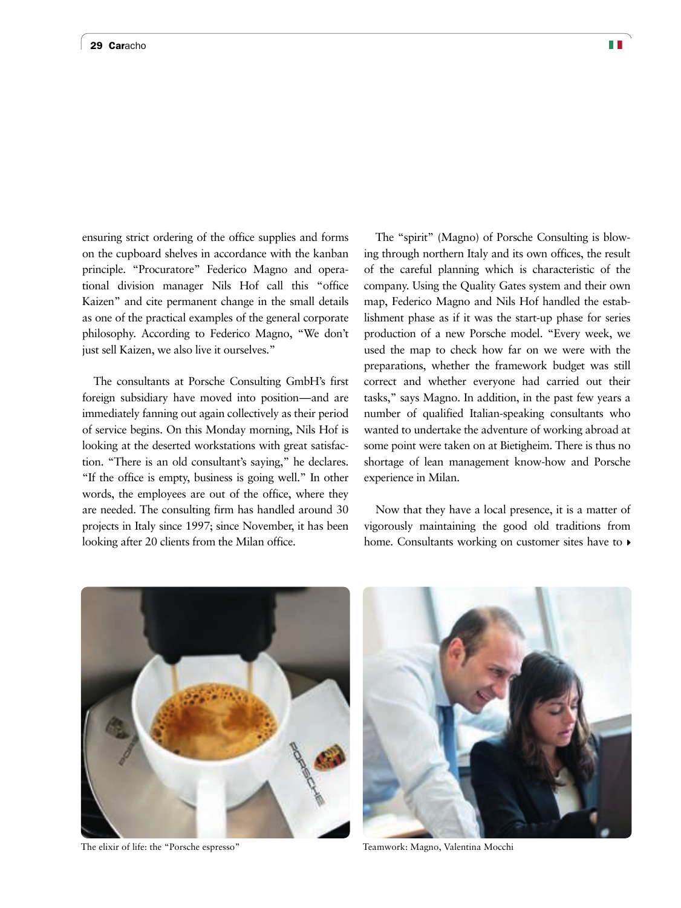ensuring strict ordering of the office supplies and forms on the cupboard shelves in accordance with the kanban principle. "Procuratore" Federico Magno and operational division manager Nils Hof call this "office Kaizen" and cite permanent change in the small details as one of the practical examples of the general corporate philosophy. According to Federico Magno, "We don't just sell Kaizen, we also live it ourselves."

The consultants at Porsche Consulting GmbH's first foreign subsidiary have moved into position—and are immediately fanning out again collectively as their period of service begins. On this Monday morning, Nils Hof is looking at the deserted workstations with great satisfaction. "There is an old consultant's saying," he declares. "If the office is empty, business is going well." In other words, the employees are out of the office, where they are needed. The consulting firm has handled around 30 projects in Italy since 1997; since November, it has been looking after 20 clients from the Milan office.

The "spirit" (Magno) of Porsche Consulting is blowing through northern Italy and its own offices, the result of the careful planning which is characteristic of the company. Using the Quality Gates system and their own map, Federico Magno and Nils Hof handled the establishment phase as if it was the start-up phase for series production of a new Porsche model. "Every week, we used the map to check how far on we were with the preparations, whether the framework budget was still correct and whether everyone had carried out their tasks," says Magno. In addition, in the past few years a number of qualified Italian-speaking consultants who wanted to undertake the adventure of working abroad at some point were taken on at Bietigheim. There is thus no shortage of lean management know-how and Porsche experience in Milan.

Now that they have a local presence, it is a matter of vigorously maintaining the good old traditions from home. Consultants working on customer sites have to ▸

The elixir of life: the "Porsche espresso"

Teamwork: Magno, Valentina Mocchi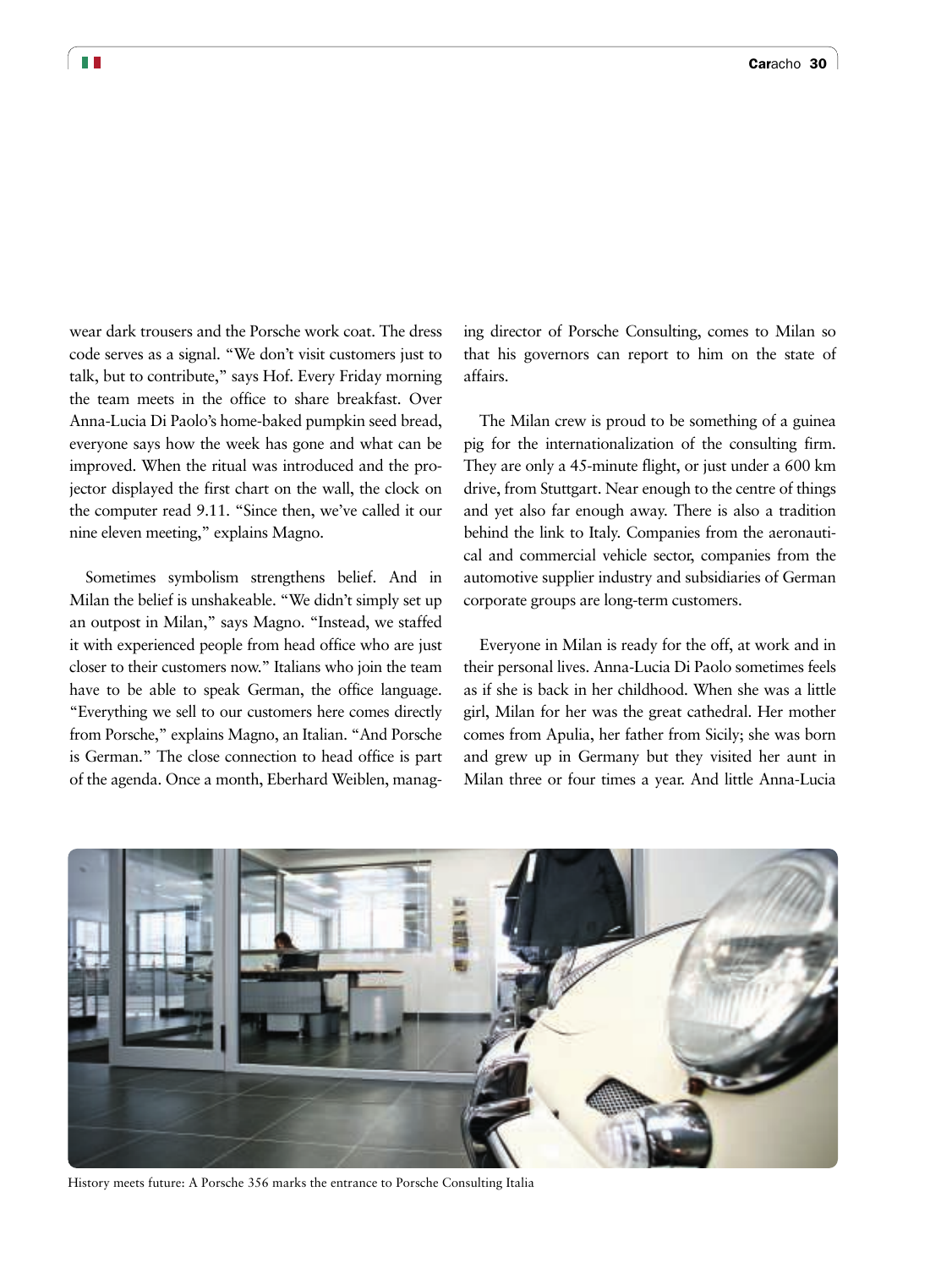wear dark trousers and the Porsche work coat. The dress code serves as a signal. "We don't visit customers just to talk, but to contribute," says Hof. Every Friday morning the team meets in the office to share breakfast. Over Anna-Lucia Di Paolo's home-baked pumpkin seed bread, everyone says how the week has gone and what can be improved. When the ritual was introduced and the projector displayed the first chart on the wall, the clock on the computer read 9.11. "Since then, we've called it our nine eleven meeting," explains Magno.

Sometimes symbolism strengthens belief. And in Milan the belief is unshakeable. "We didn't simply set up an outpost in Milan," says Magno. "Instead, we staffed it with experienced people from head office who are just closer to their customers now." Italians who join the team have to be able to speak German, the office language. "Everything we sell to our customers here comes directly from Porsche," explains Magno, an Italian. "And Porsche is German." The close connection to head office is part of the agenda. Once a month, Eberhard Weiblen, managing director of Porsche Consulting, comes to Milan so that his governors can report to him on the state of affairs.

The Milan crew is proud to be something of a guinea pig for the internationalization of the consulting firm. They are only a 45-minute flight, or just under a 600 km drive, from Stuttgart. Near enough to the centre of things and yet also far enough away. There is also a tradition behind the link to Italy. Companies from the aeronautical and commercial vehicle sector, companies from the automotive supplier industry and subsidiaries of German corporate groups are long-term customers.

Everyone in Milan is ready for the off, at work and in their personal lives. Anna-Lucia Di Paolo sometimes feels as if she is back in her childhood. When she was a little girl, Milan for her was the great cathedral. Her mother comes from Apulia, her father from Sicily; she was born and grew up in Germany but they visited her aunt in Milan three or four times a year. And little Anna-Lucia

History meets future: A Porsche 356 marks the entrance to Porsche Consulting Italia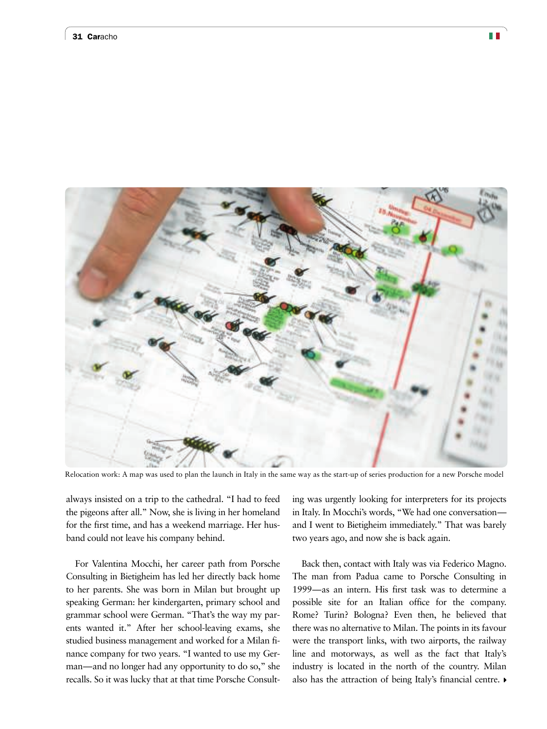Relocation work: A map was used to plan the launch in Italy in the same way as the start-up of series production for a new Porsche model

always insisted on a trip to the cathedral. "I had to feed the pigeons after all." Now, she is living in her homeland for the first time, and has a weekend marriage. Her husband could not leave his company behind.

For Valentina Mocchi, her career path from Porsche Consulting in Bietigheim has led her directly back home to her parents. She was born in Milan but brought up speaking German: her kindergarten, primary school and grammar school were German. "That's the way my parents wanted it." After her school-leaving exams, she studied business management and worked for a Milan finance company for two years. "I wanted to use my German—and no longer had any opportunity to do so," she recalls. So it was lucky that at that time Porsche Consulting was urgently looking for interpreters for its projects in Italy. In Mocchi's words, "We had one conversation—and I went to Bietigheim immediately." That was barely two years ago, and now she is back again.

Back then, contact with Italy was via Federico Magno. The man from Padua came to Porsche Consulting in 1999—as an intern. His first task was to determine a possible site for an Italian office for the company. Rome? Turin? Bologna? Even then, he believed that there was no alternative to Milan. The points in its favour were the transport links, with two airports, the railway line and motorways, as well as the fact that Italy's industry is located in the north of the country. Milan also has the attraction of being Italy's financial centre.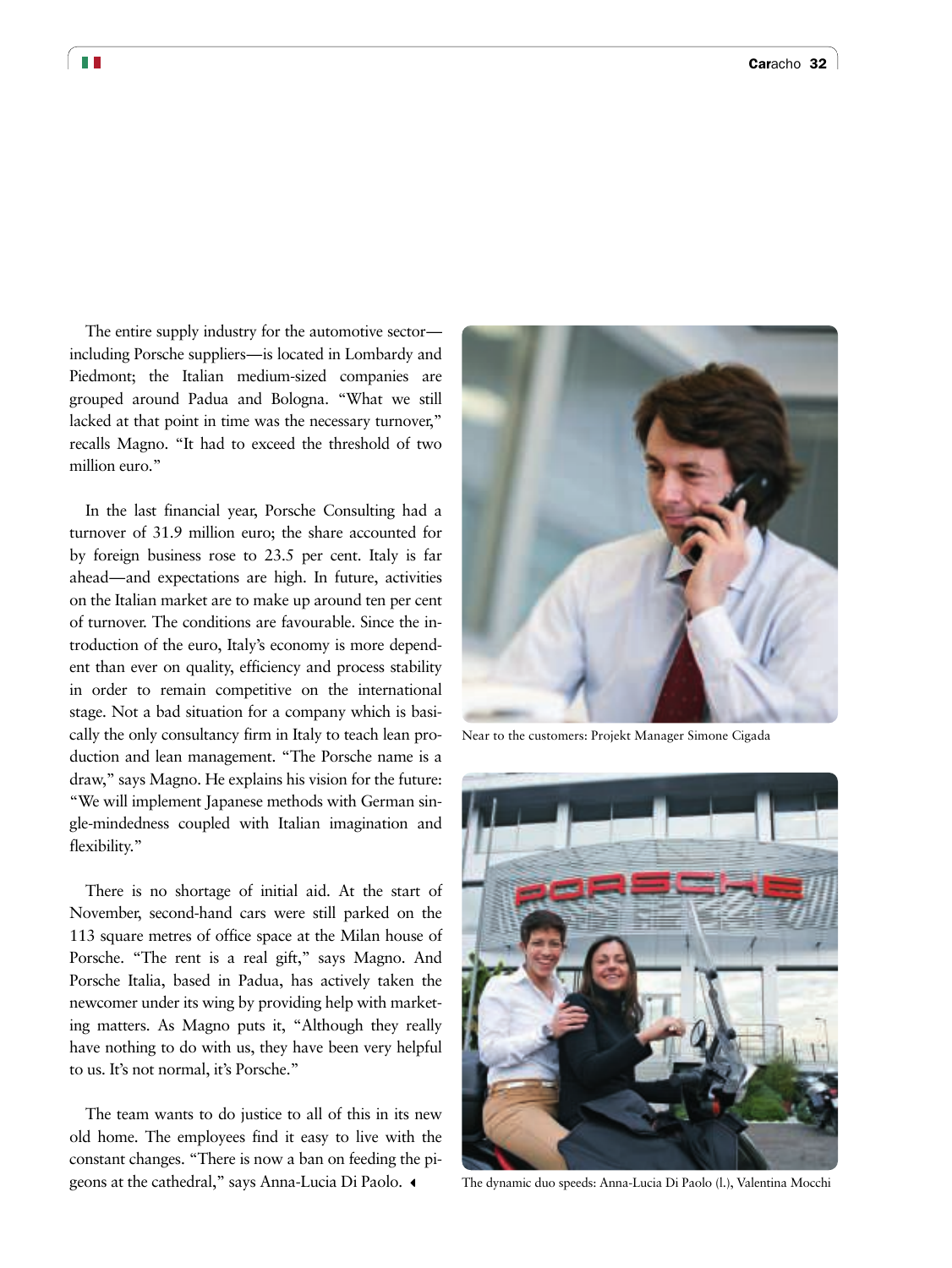The entire supply industry for the automotive sector—including Porsche suppliers—is located in Lombardy and Piedmont; the Italian medium-sized companies are grouped around Padua and Bologna. "What we still lacked at that point in time was the necessary turnover," recalls Magno. "It had to exceed the threshold of two million euro."

In the last financial year, Porsche Consulting had a turnover of 31.9 million euro; the share accounted for by foreign business rose to 23.5 per cent. Italy is far ahead—and expectations are high. In future, activities on the Italian market are to make up around ten per cent of turnover. The conditions are favourable. Since the introduction of the euro, Italy's economy is more dependent than ever on quality, efficiency and process stability in order to remain competitive on the international stage. Not a bad situation for a company which is basically the only consultancy firm in Italy to teach lean production and lean management. "The Porsche name is a draw," says Magno. He explains his vision for the future: "We will implement Japanese methods with German single-mindedness coupled with Italian imagination and flexibility."

There is no shortage of initial aid. At the start of November, second-hand cars were still parked on the 113 square metres of office space at the Milan house of Porsche. "The rent is a real gift," says Magno. And Porsche Italia, based in Padua, has actively taken the newcomer under its wing by providing help with marketing matters. As Magno puts it, "Although they really have nothing to do with us, they have been very helpful to us. It's not normal, it's Porsche."

The team wants to do justice to all of this in its new old home. The employees find it easy to live with the constant changes. "There is now a ban on feeding the pigeons at the cathedral," says Anna-Lucia Di Paolo. ◂

Near to the customers: Projekt Manager Simone Cigada

The dynamic duo speeds: Anna-Lucia Di Paolo (l.), Valentina Mocchi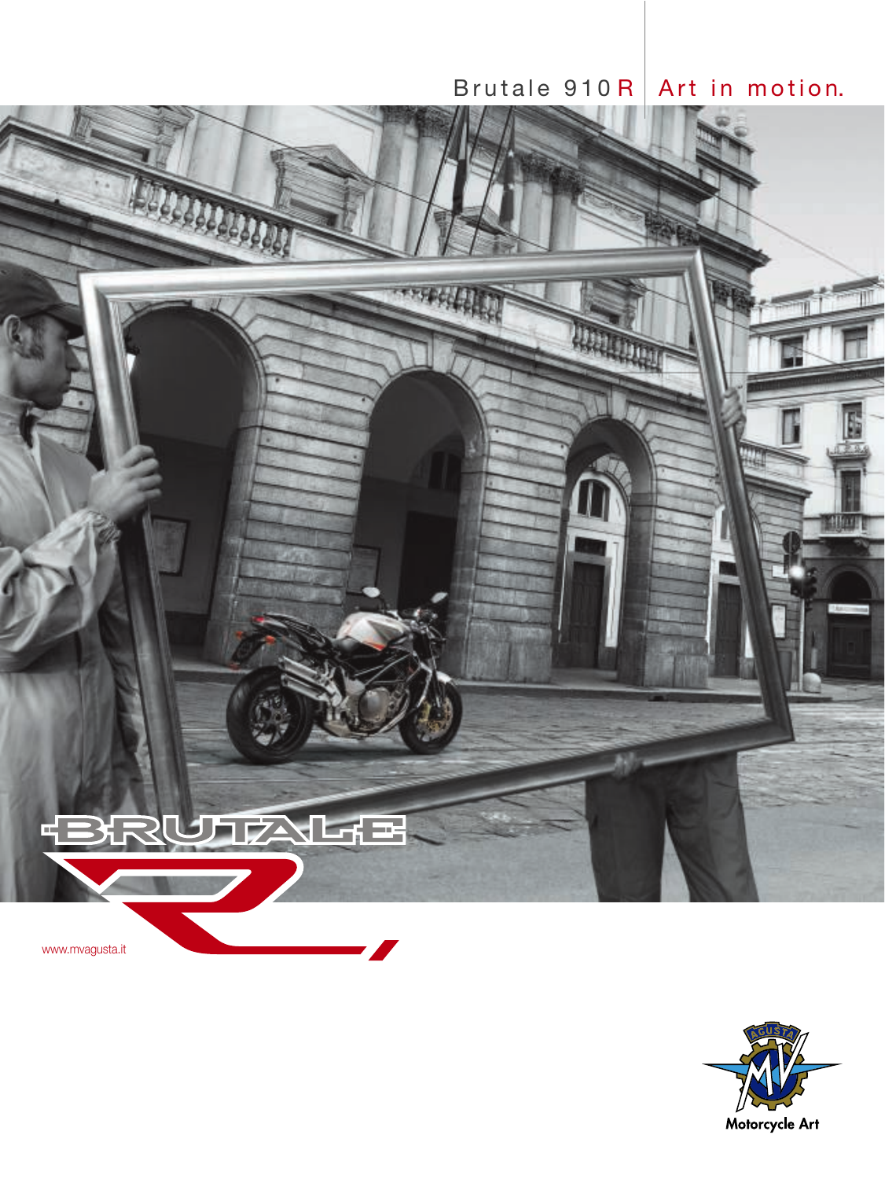Brutale 910R | Art in motion.

BRUTALE R

www.mvagusta.it

AGUSTA MV

Motorcycle Art